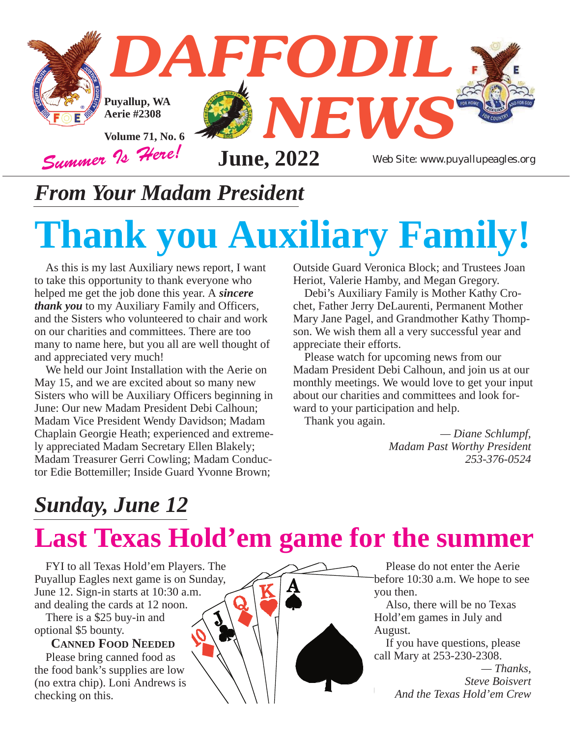# DAFFODIL NEWS

Puyallup, WA
Aerie #2308

Volume 71, No. 6

*Summer Is Here!*

**June, 2022**

Web Site: www.puyallupeagles.org

## *From Your Madam President*

# Thank you Auxiliary Family!

As this is my last Auxiliary news report, I want to take this opportunity to thank everyone who helped me get the job done this year. A ***sincere thank you*** to my Auxiliary Family and Officers, and the Sisters who volunteered to chair and work on our charities and committees. There are too many to name here, but you all are well thought of and appreciated very much!

We held our Joint Installation with the Aerie on May 15, and we are excited about so many new Sisters who will be Auxiliary Officers beginning in June: Our new Madam President Debi Calhoun; Madam Vice President Wendy Davidson; Madam Chaplain Georgie Heath; experienced and extremely appreciated Madam Secretary Ellen Blakely; Madam Treasurer Gerri Cowling; Madam Conductor Edie Bottemiller; Inside Guard Yvonne Brown; Outside Guard Veronica Block; and Trustees Joan Heriot, Valerie Hamby, and Megan Gregory.

Debi's Auxiliary Family is Mother Kathy Crochet, Father Jerry DeLaurenti, Permanent Mother Mary Jane Pagel, and Grandmother Kathy Thompson. We wish them all a very successful year and appreciate their efforts.

Please watch for upcoming news from our Madam President Debi Calhoun, and join us at our monthly meetings. We would love to get your input about our charities and committees and look forward to your participation and help.

Thank you again.

*— Diane Schlumpf,*
*Madam Past Worthy President*
*253-376-0524*

## *Sunday, June 12*

# Last Texas Hold'em game for the summer

FYI to all Texas Hold'em Players. The Puyallup Eagles next game is on Sunday, June 12. Sign-in starts at 10:30 a.m. and dealing the cards at 12 noon.

There is a $25 buy-in and optional $5 bounty.

**CANNED FOOD NEEDED**

Please bring canned food as the food bank's supplies are low (no extra chip). Loni Andrews is checking on this.

Please do not enter the Aerie before 10:30 a.m. We hope to see you then.

Also, there will be no Texas Hold'em games in July and August.

If you have questions, please call Mary at 253-230-2308.

*— Thanks,*
*Steve Boisvert*
*And the Texas Hold'em Crew*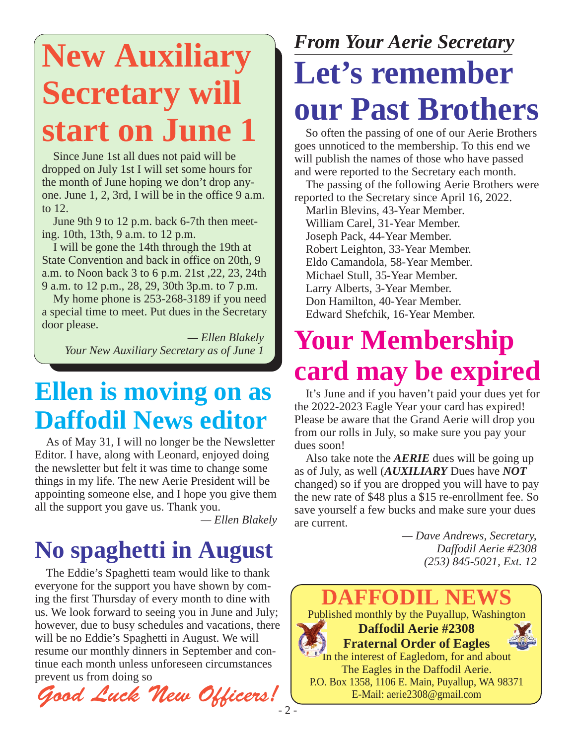# New Auxiliary Secretary will start on June 1

Since June 1st all dues not paid will be dropped on July 1st I will set some hours for the month of June hoping we don't drop anyone. June 1, 2, 3rd, I will be in the office 9 a.m. to 12.

June 9th 9 to 12 p.m. back 6-7th then meeting. 10th, 13th, 9 a.m. to 12 p.m.

I will be gone the 14th through the 19th at State Convention and back in office on 20th, 9 a.m. to Noon back 3 to 6 p.m. 21st ,22, 23, 24th 9 a.m. to 12 p.m., 28, 29, 30th 3p.m. to 7 p.m.

My home phone is 253-268-3189 if you need a special time to meet. Put dues in the Secretary door please.

*— Ellen Blakely*
*Your New Auxiliary Secretary as of June 1*

# Ellen is moving on as Daffodil News editor

As of May 31, I will no longer be the Newsletter Editor. I have, along with Leonard, enjoyed doing the newsletter but felt it was time to change some things in my life. The new Aerie President will be appointing someone else, and I hope you give them all the support you gave us. Thank you.

*— Ellen Blakely*

# No spaghetti in August

The Eddie's Spaghetti team would like to thank everyone for the support you have shown by coming the first Thursday of every month to dine with us. We look forward to seeing you in June and July; however, due to busy schedules and vacations, there will be no Eddie's Spaghetti in August. We will resume our monthly dinners in September and continue each month unless unforeseen circumstances prevent us from doing so

*Good Luck New Officers!*

*From Your Aerie Secretary*

# Let's remember our Past Brothers

So often the passing of one of our Aerie Brothers goes unnoticed to the membership. To this end we will publish the names of those who have passed and were reported to the Secretary each month.

The passing of the following Aerie Brothers were reported to the Secretary since April 16, 2022.

Marlin Blevins, 43-Year Member.
William Carel, 31-Year Member.
Joseph Pack, 44-Year Member.
Robert Leighton, 33-Year Member.
Eldo Camandola, 58-Year Member.
Michael Stull, 35-Year Member.
Larry Alberts, 3-Year Member.
Don Hamilton, 40-Year Member.
Edward Shefchik, 16-Year Member.

# Your Membership card may be expired

It's June and if you haven't paid your dues yet for the 2022-2023 Eagle Year your card has expired! Please be aware that the Grand Aerie will drop you from our rolls in July, so make sure you pay your dues soon!

Also take note the ***AERIE*** dues will be going up as of July, as well (***AUXILIARY*** Dues have ***NOT*** changed) so if you are dropped you will have to pay the new rate of $48 plus a $15 re-enrollment fee. So save yourself a few bucks and make sure your dues are current.

*— Dave Andrews, Secretary,*
*Daffodil Aerie #2308*
*(253) 845-5021, Ext. 12*

## DAFFODIL NEWS

Published monthly by the Puyallup, Washington
**Daffodil Aerie #2308**
**Fraternal Order of Eagles**
In the interest of Eagledom, for and about The Eagles in the Daffodil Aerie.
P.O. Box 1358, 1106 E. Main, Puyallup, WA 98371
E-Mail: aerie2308@gmail.com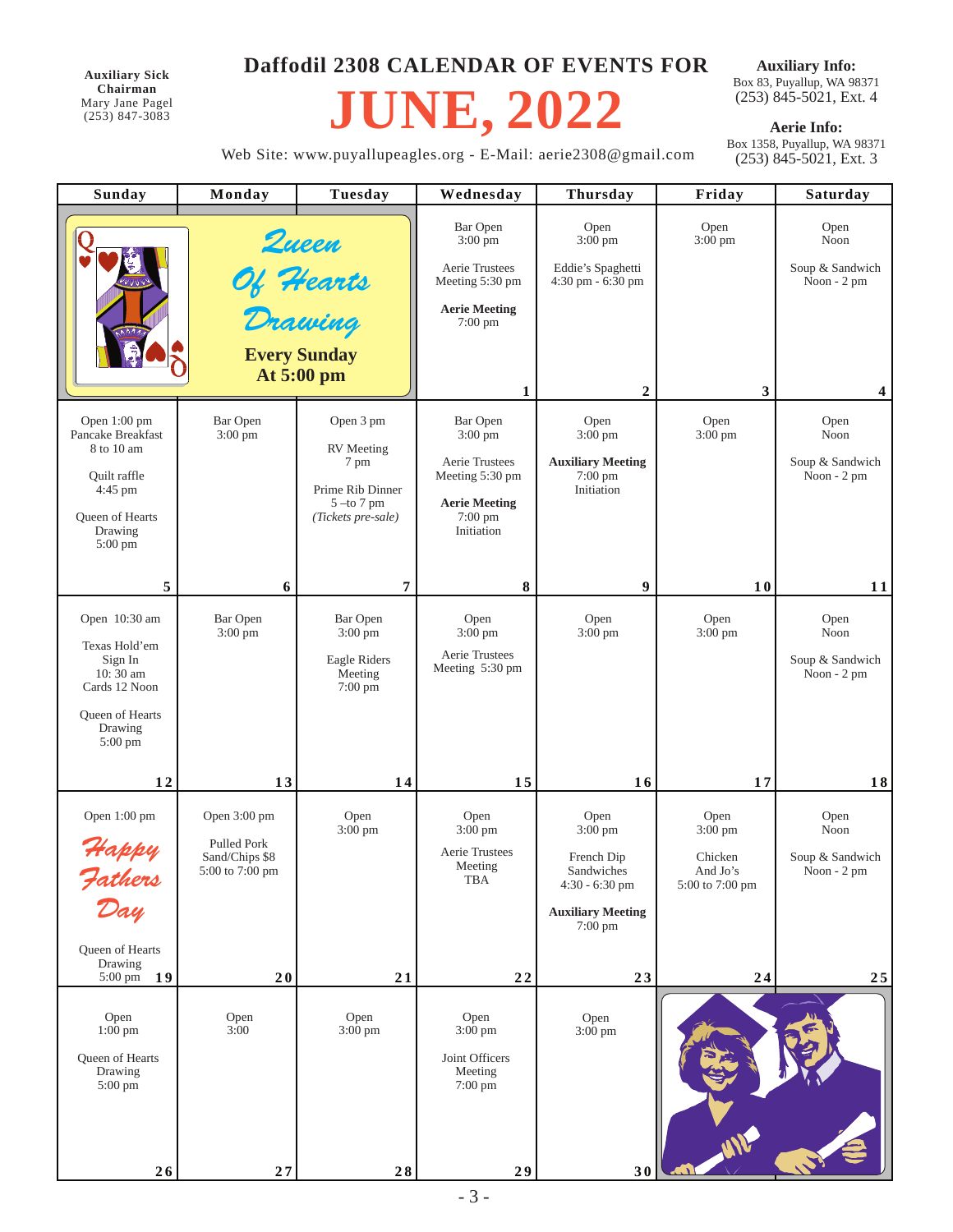**Auxiliary Sick Chairman**
Mary Jane Pagel
(253) 847-3083

# Daffodil 2308 CALENDAR OF EVENTS FOR JUNE, 2022

Web Site: www.puyallupeagles.org - E-Mail: aerie2308@gmail.com

**Auxiliary Info:**
Box 83, Puyallup, WA 98371
(253) 845-5021, Ext. 4

**Aerie Info:**
Box 1358, Puyallup, WA 98371
(253) 845-5021, Ext. 3

| Sunday | Monday | Tuesday | Wednesday | Thursday | Friday | Saturday |
|---|---|---|---|---|---|---|
| Queen Of Hearts Drawing **Every Sunday At 5:00 pm** | | | Bar Open 3:00 pm<br>Aerie Trustees Meeting 5:30 pm<br>**Aerie Meeting** 7:00 pm<br>**1** | Open 3:00 pm<br>Eddie's Spaghetti 4:30 pm - 6:30 pm<br>**2** | Open 3:00 pm<br>**3** | Open Noon<br>Soup & Sandwich Noon - 2 pm<br>**4** |
| Open 1:00 pm<br>Pancake Breakfast 8 to 10 am<br>Quilt raffle 4:45 pm<br>Queen of Hearts Drawing 5:00 pm<br>**5** | Bar Open 3:00 pm<br>**6** | Open 3 pm<br>RV Meeting 7 pm<br>Prime Rib Dinner 5 –to 7 pm<br>*(Tickets pre-sale)*<br>**7** | Bar Open 3:00 pm<br>Aerie Trustees Meeting 5:30 pm<br>**Aerie Meeting** 7:00 pm Initiation<br>**8** | Open 3:00 pm<br>**Auxiliary Meeting** 7:00 pm Initiation<br>**9** | Open 3:00 pm<br>**10** | Open Noon<br>Soup & Sandwich Noon - 2 pm<br>**11** |
| Open 10:30 am<br>Texas Hold'em Sign In 10: 30 am Cards 12 Noon<br>Queen of Hearts Drawing 5:00 pm<br>**12** | Bar Open 3:00 pm<br>**13** | Bar Open 3:00 pm<br>Eagle Riders Meeting 7:00 pm<br>**14** | Open 3:00 pm<br>Aerie Trustees Meeting 5:30 pm<br>**15** | Open 3:00 pm<br>**16** | Open 3:00 pm<br>**17** | Open Noon<br>Soup & Sandwich Noon - 2 pm<br>**18** |
| Open 1:00 pm<br>*Happy Fathers Day*<br>Queen of Hearts Drawing 5:00 pm<br>**19** | Open 3:00 pm<br>Pulled Pork Sand/Chips $8 5:00 to 7:00 pm<br>**20** | Open 3:00 pm<br>**21** | Open 3:00 pm<br>Aerie Trustees Meeting TBA<br>**22** | Open 3:00 pm<br>French Dip Sandwiches 4:30 - 6:30 pm<br>**Auxiliary Meeting** 7:00 pm<br>**23** | Open 3:00 pm<br>Chicken And Jo's 5:00 to 7:00 pm<br>**24** | Open Noon<br>Soup & Sandwich Noon - 2 pm<br>**25** |
| Open 1:00 pm<br>Queen of Hearts Drawing 5:00 pm<br>**26** | Open 3:00<br>**27** | Open 3:00 pm<br>**28** | Open 3:00 pm<br>Joint Officers Meeting 7:00 pm<br>**29** | Open 3:00 pm<br>**30** | | |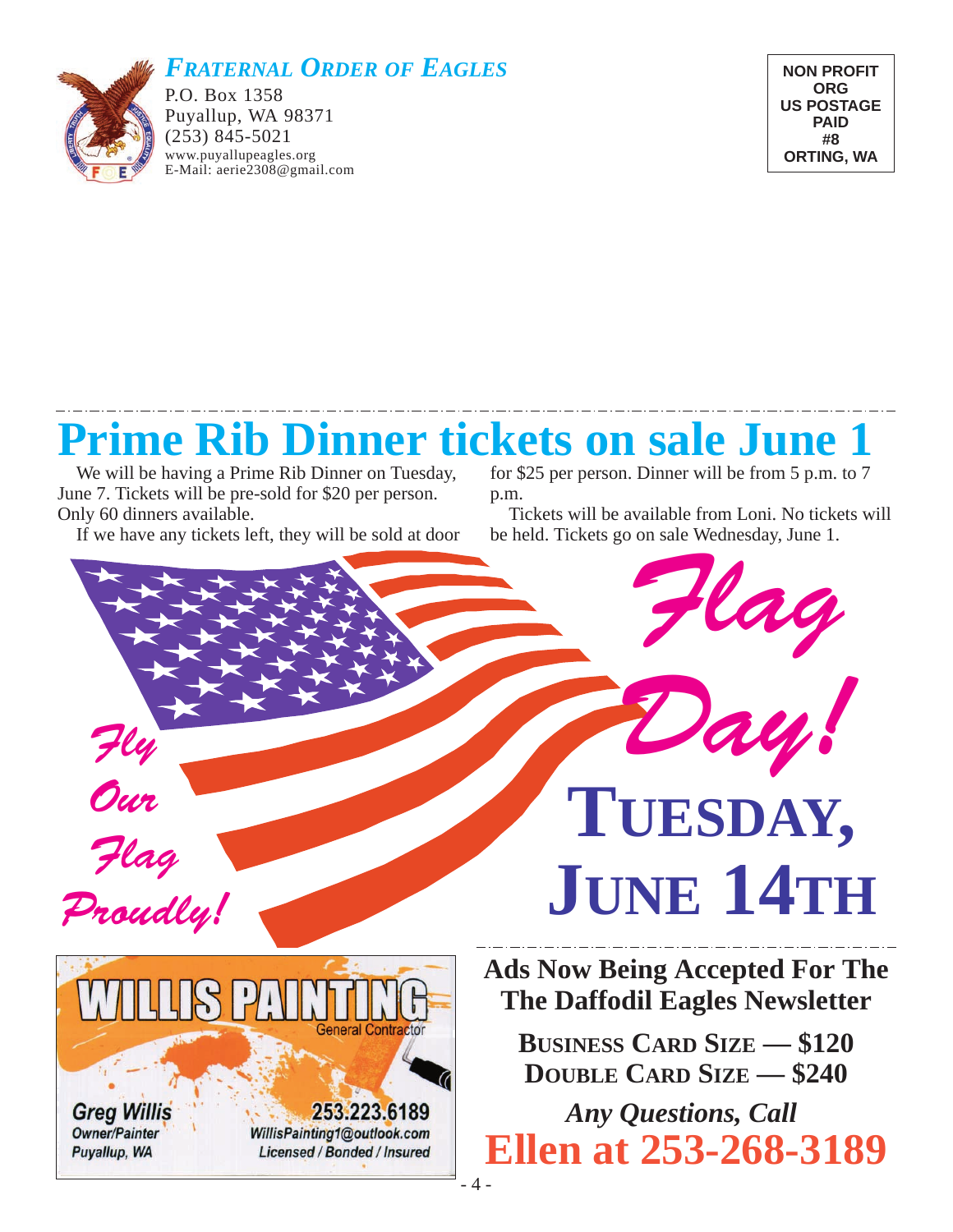*FRATERNAL ORDER OF EAGLES*

P.O. Box 1358
Puyallup, WA 98371
(253) 845-5021
www.puyallupeagles.org
E-Mail: aerie2308@gmail.com

NON PROFIT
ORG
US POSTAGE
PAID
#8
ORTING, WA

# Prime Rib Dinner tickets on sale June 1

We will be having a Prime Rib Dinner on Tuesday, June 7. Tickets will be pre-sold for $20 per person. Only 60 dinners available.

If we have any tickets left, they will be sold at door for $25 per person. Dinner will be from 5 p.m. to 7 p.m.

Tickets will be available from Loni. No tickets will be held. Tickets go on sale Wednesday, June 1.

*Fly Our Flag Proudly!*

*Flag Day!*

**TUESDAY, JUNE 14TH**

**WILLIS PAINTING**
General Contractor

Greg Willis
Owner/Painter
Puyallup, WA

253.223.6189
WillisPainting1@outlook.com
Licensed / Bonded / Insured

**Ads Now Being Accepted For The The Daffodil Eagles Newsletter**

**BUSINESS CARD SIZE — $120**
**DOUBLE CARD SIZE — $240**

***Any Questions, Call***
**Ellen at 253-268-3189**